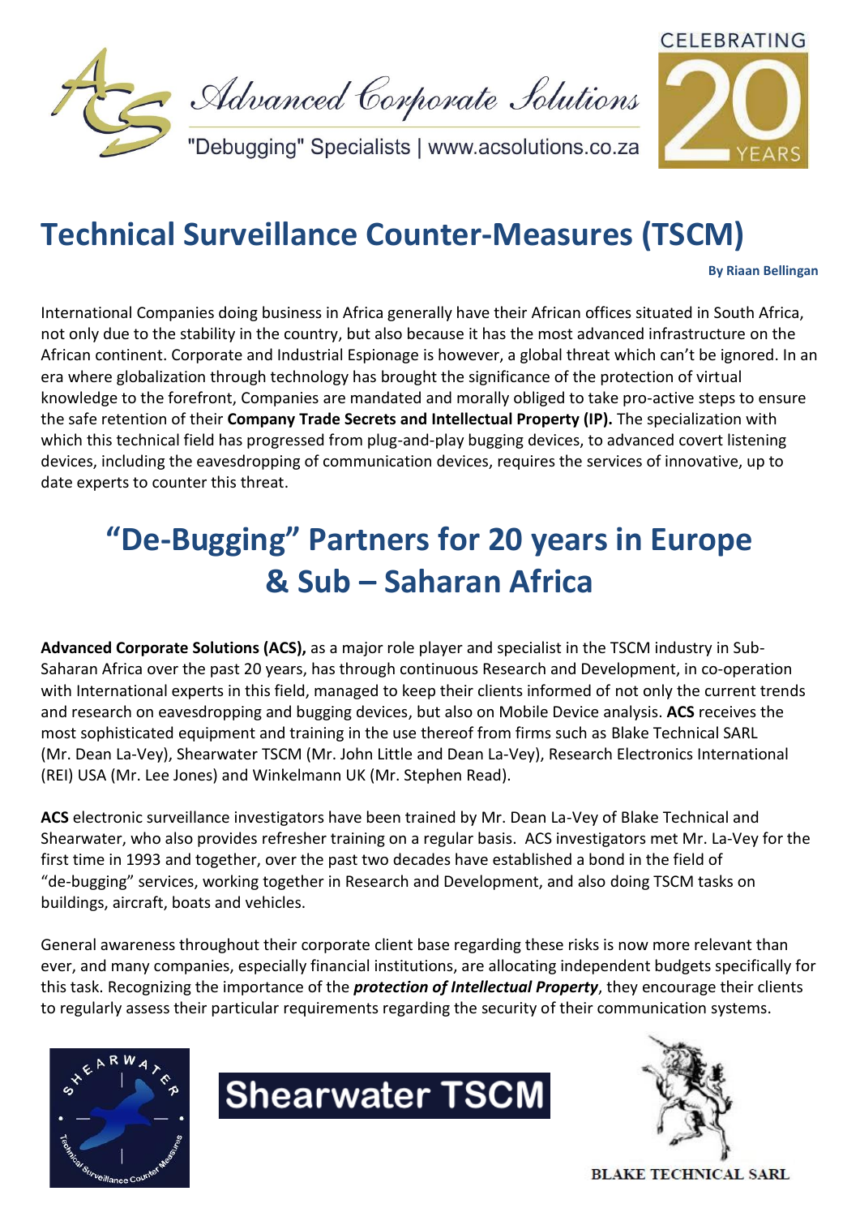Advanced Corporate Solutions

"Debugging" Specialists | www.acsolutions.co.za

CELEBRATING 20 YEARS

# Technical Surveillance Counter-Measures (TSCM)

**By Riaan Bellingan**

International Companies doing business in Africa generally have their African offices situated in South Africa, not only due to the stability in the country, but also because it has the most advanced infrastructure on the African continent. Corporate and Industrial Espionage is however, a global threat which can't be ignored. In an era where globalization through technology has brought the significance of the protection of virtual knowledge to the forefront, Companies are mandated and morally obliged to take pro-active steps to ensure the safe retention of their **Company Trade Secrets and Intellectual Property (IP).** The specialization with which this technical field has progressed from plug-and-play bugging devices, to advanced covert listening devices, including the eavesdropping of communication devices, requires the services of innovative, up to date experts to counter this threat.

## "De-Bugging" Partners for 20 years in Europe & Sub – Saharan Africa

**Advanced Corporate Solutions (ACS),** as a major role player and specialist in the TSCM industry in Sub-Saharan Africa over the past 20 years, has through continuous Research and Development, in co-operation with International experts in this field, managed to keep their clients informed of not only the current trends and research on eavesdropping and bugging devices, but also on Mobile Device analysis. **ACS** receives the most sophisticated equipment and training in the use thereof from firms such as Blake Technical SARL (Mr. Dean La-Vey), Shearwater TSCM (Mr. John Little and Dean La-Vey), Research Electronics International (REI) USA (Mr. Lee Jones) and Winkelmann UK (Mr. Stephen Read).

**ACS** electronic surveillance investigators have been trained by Mr. Dean La-Vey of Blake Technical and Shearwater, who also provides refresher training on a regular basis. ACS investigators met Mr. La-Vey for the first time in 1993 and together, over the past two decades have established a bond in the field of "de-bugging" services, working together in Research and Development, and also doing TSCM tasks on buildings, aircraft, boats and vehicles.

General awareness throughout their corporate client base regarding these risks is now more relevant than ever, and many companies, especially financial institutions, are allocating independent budgets specifically for this task. Recognizing the importance of the ***protection of Intellectual Property***, they encourage their clients to regularly assess their particular requirements regarding the security of their communication systems.

Shearwater Technical Surveillance Counter Measures

Shearwater TSCM

BLAKE TECHNICAL SARL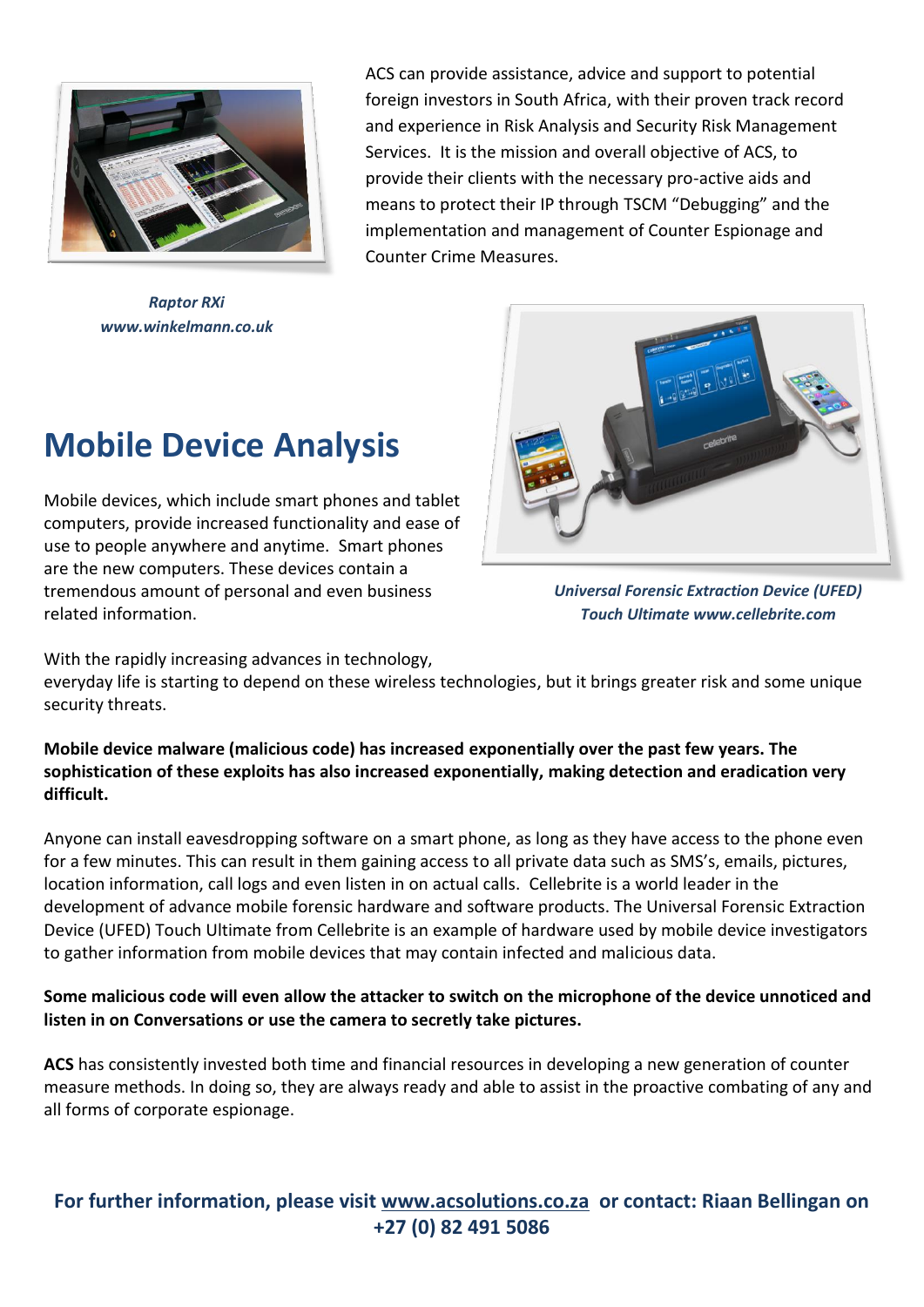ACS can provide assistance, advice and support to potential foreign investors in South Africa, with their proven track record and experience in Risk Analysis and Security Risk Management Services. It is the mission and overall objective of ACS, to provide their clients with the necessary pro-active aids and means to protect their IP through TSCM "Debugging" and the implementation and management of Counter Espionage and Counter Crime Measures.

*Raptor RXi*
*www.winkelmann.co.uk*

# Mobile Device Analysis

Mobile devices, which include smart phones and tablet computers, provide increased functionality and ease of use to people anywhere and anytime. Smart phones are the new computers. These devices contain a tremendous amount of personal and even business related information.

*Universal Forensic Extraction Device (UFED) Touch Ultimate www.cellebrite.com*

With the rapidly increasing advances in technology, everyday life is starting to depend on these wireless technologies, but it brings greater risk and some unique security threats.

**Mobile device malware (malicious code) has increased exponentially over the past few years. The sophistication of these exploits has also increased exponentially, making detection and eradication very difficult.**

Anyone can install eavesdropping software on a smart phone, as long as they have access to the phone even for a few minutes. This can result in them gaining access to all private data such as SMS's, emails, pictures, location information, call logs and even listen in on actual calls. Cellebrite is a world leader in the development of advance mobile forensic hardware and software products. The Universal Forensic Extraction Device (UFED) Touch Ultimate from Cellebrite is an example of hardware used by mobile device investigators to gather information from mobile devices that may contain infected and malicious data.

**Some malicious code will even allow the attacker to switch on the microphone of the device unnoticed and listen in on Conversations or use the camera to secretly take pictures.**

**ACS** has consistently invested both time and financial resources in developing a new generation of counter measure methods. In doing so, they are always ready and able to assist in the proactive combating of any and all forms of corporate espionage.

**For further information, please visit www.acsolutions.co.za or contact: Riaan Bellingan on +27 (0) 82 491 5086**